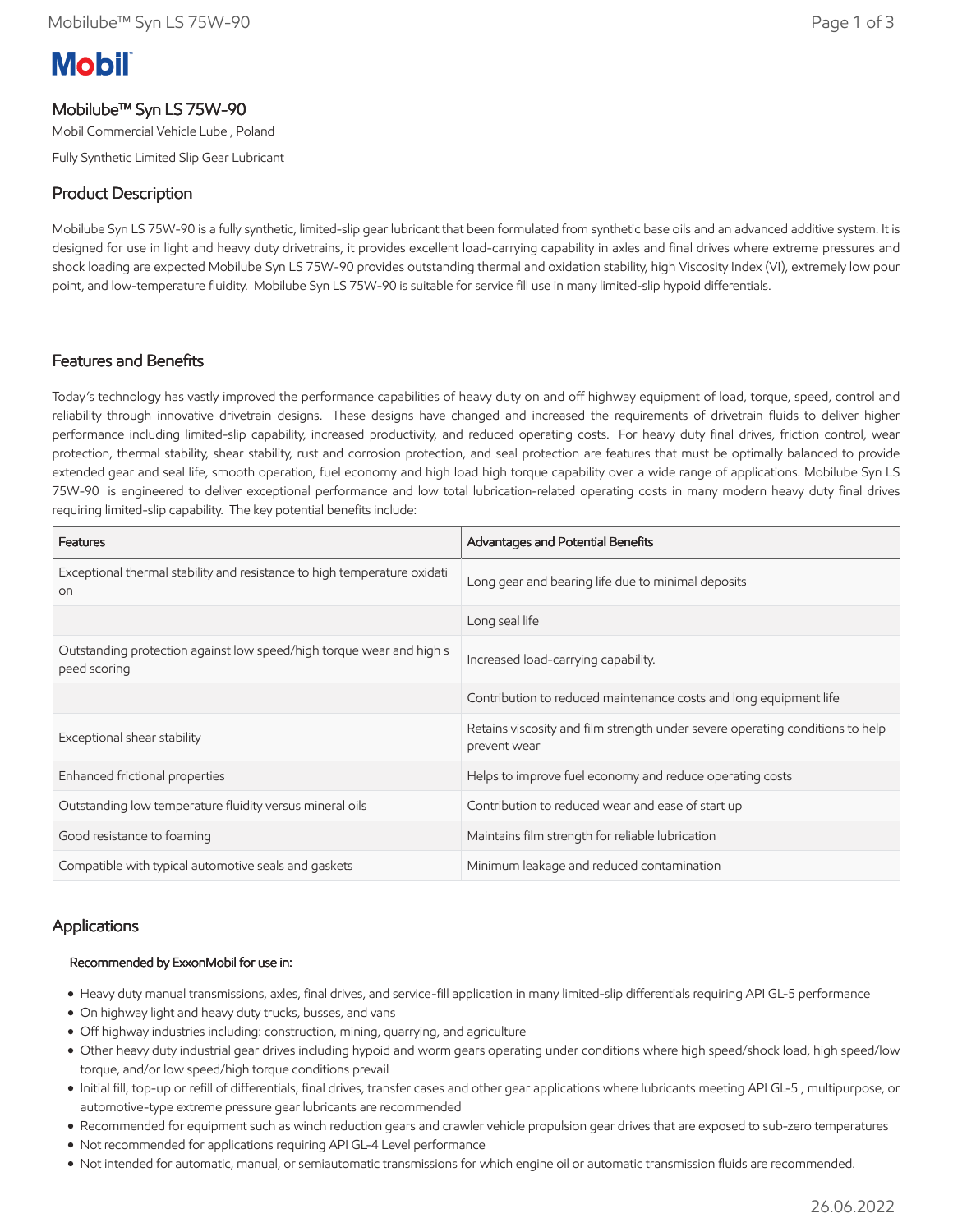# Mobilube™ Syn LS 75W-90

Mobil Commercial Vehicle Lube , Poland

Fully Synthetic Limited Slip Gear Lubricant

## Product Description

Mobilube Syn LS 75W-90 is a fully synthetic, limited-slip gear lubricant that been formulated from synthetic base oils and an advanced additive system. It is designed for use in light and heavy duty drivetrains, it provides excellent load-carrying capability in axles and final drives where extreme pressures and shock loading are expected Mobilube Syn LS 75W-90 provides outstanding thermal and oxidation stability, high Viscosity Index (VI), extremely low pour point, and low-temperature fluidity. Mobilube Syn LS 75W-90 is suitable for service fill use in many limited-slip hypoid differentials.

## Features and Benefits

Today's technology has vastly improved the performance capabilities of heavy duty on and off highway equipment of load, torque, speed, control and reliability through innovative drivetrain designs. These designs have changed and increased the requirements of drivetrain fluids to deliver higher performance including limited-slip capability, increased productivity, and reduced operating costs. For heavy duty final drives, friction control, wear protection, thermal stability, shear stability, rust and corrosion protection, and seal protection are features that must be optimally balanced to provide extended gear and seal life, smooth operation, fuel economy and high load high torque capability over a wide range of applications. Mobilube Syn LS 75W-90 is engineered to deliver exceptional performance and low total lubrication-related operating costs in many modern heavy duty final drives requiring limited-slip capability. The key potential benefits include:

| Features | Advantages and Potential Benefits |
|---|---|
| Exceptional thermal stability and resistance to high temperature oxidation | Long gear and bearing life due to minimal deposits |
| | Long seal life |
| Outstanding protection against low speed/high torque wear and high speed scoring | Increased load-carrying capability. |
| | Contribution to reduced maintenance costs and long equipment life |
| Exceptional shear stability | Retains viscosity and film strength under severe operating conditions to help prevent wear |
| Enhanced frictional properties | Helps to improve fuel economy and reduce operating costs |
| Outstanding low temperature fluidity versus mineral oils | Contribution to reduced wear and ease of start up |
| Good resistance to foaming | Maintains film strength for reliable lubrication |
| Compatible with typical automotive seals and gaskets | Minimum leakage and reduced contamination |

## Applications

**Recommended by ExxonMobil for use in:**

- Heavy duty manual transmissions, axles, final drives, and service-fill application in many limited-slip differentials requiring API GL-5 performance
- On highway light and heavy duty trucks, busses, and vans
- Off highway industries including: construction, mining, quarrying, and agriculture
- Other heavy duty industrial gear drives including hypoid and worm gears operating under conditions where high speed/shock load, high speed/low torque, and/or low speed/high torque conditions prevail
- Initial fill, top-up or refill of differentials, final drives, transfer cases and other gear applications where lubricants meeting API GL-5 , multipurpose, or automotive-type extreme pressure gear lubricants are recommended
- Recommended for equipment such as winch reduction gears and crawler vehicle propulsion gear drives that are exposed to sub-zero temperatures
- Not recommended for applications requiring API GL-4 Level performance
- Not intended for automatic, manual, or semiautomatic transmissions for which engine oil or automatic transmission fluids are recommended.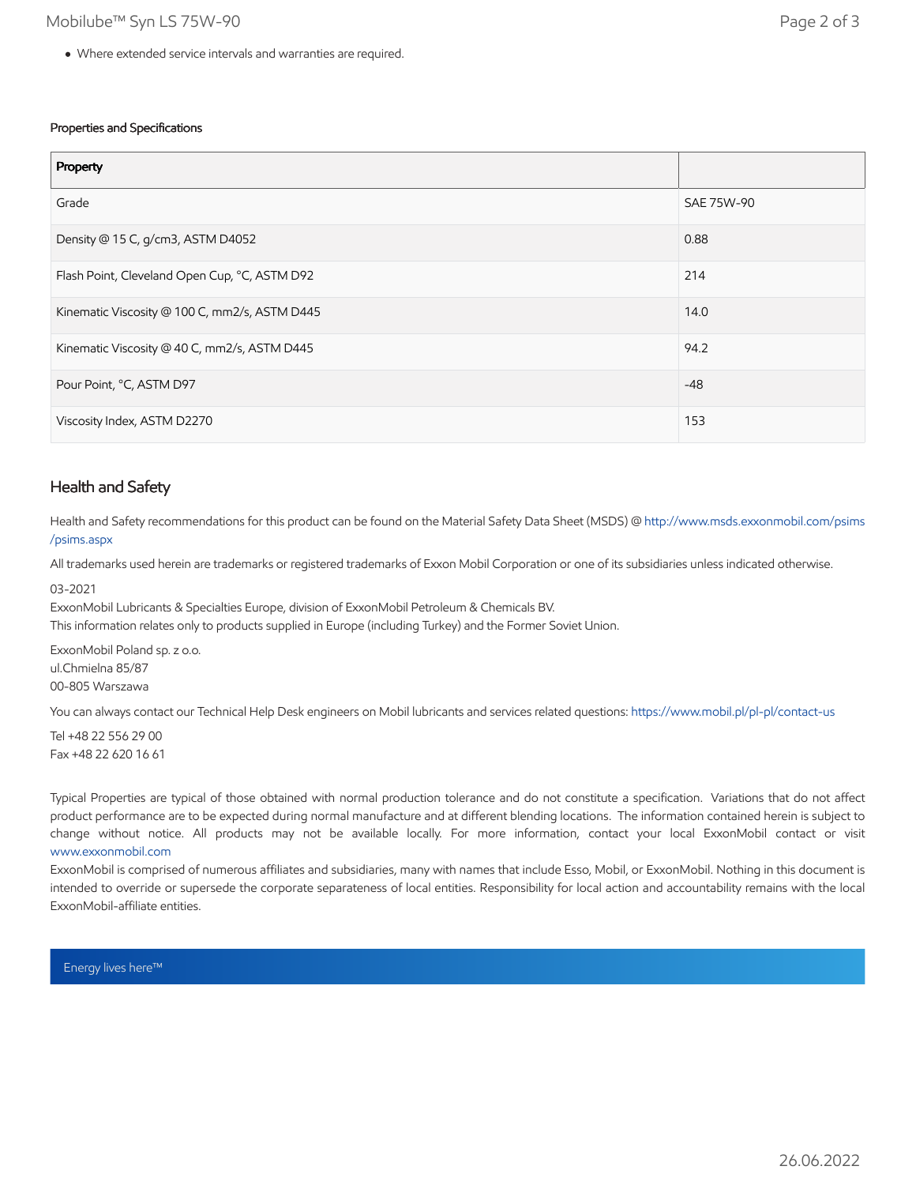- Where extended service intervals and warranties are required.

#### Properties and Specifications

| Property | |
|---|---|
| Grade | SAE 75W-90 |
| Density @ 15 C, g/cm3, ASTM D4052 | 0.88 |
| Flash Point, Cleveland Open Cup, °C, ASTM D92 | 214 |
| Kinematic Viscosity @ 100 C, mm2/s, ASTM D445 | 14.0 |
| Kinematic Viscosity @ 40 C, mm2/s, ASTM D445 | 94.2 |
| Pour Point, °C, ASTM D97 | -48 |
| Viscosity Index, ASTM D2270 | 153 |

## Health and Safety

Health and Safety recommendations for this product can be found on the Material Safety Data Sheet (MSDS) @ http://www.msds.exxonmobil.com/psims/psims.aspx

All trademarks used herein are trademarks or registered trademarks of Exxon Mobil Corporation or one of its subsidiaries unless indicated otherwise.

03-2021
ExxonMobil Lubricants & Specialties Europe, division of ExxonMobil Petroleum & Chemicals BV.
This information relates only to products supplied in Europe (including Turkey) and the Former Soviet Union.

ExxonMobil Poland sp. z o.o.
ul.Chmielna 85/87
00-805 Warszawa

You can always contact our Technical Help Desk engineers on Mobil lubricants and services related questions: https://www.mobil.pl/pl-pl/contact-us

Tel +48 22 556 29 00
Fax +48 22 620 16 61

Typical Properties are typical of those obtained with normal production tolerance and do not constitute a specification. Variations that do not affect product performance are to be expected during normal manufacture and at different blending locations. The information contained herein is subject to change without notice. All products may not be available locally. For more information, contact your local ExxonMobil contact or visit www.exxonmobil.com
ExxonMobil is comprised of numerous affiliates and subsidiaries, many with names that include Esso, Mobil, or ExxonMobil. Nothing in this document is intended to override or supersede the corporate separateness of local entities. Responsibility for local action and accountability remains with the local ExxonMobil-affiliate entities.

Energy lives here™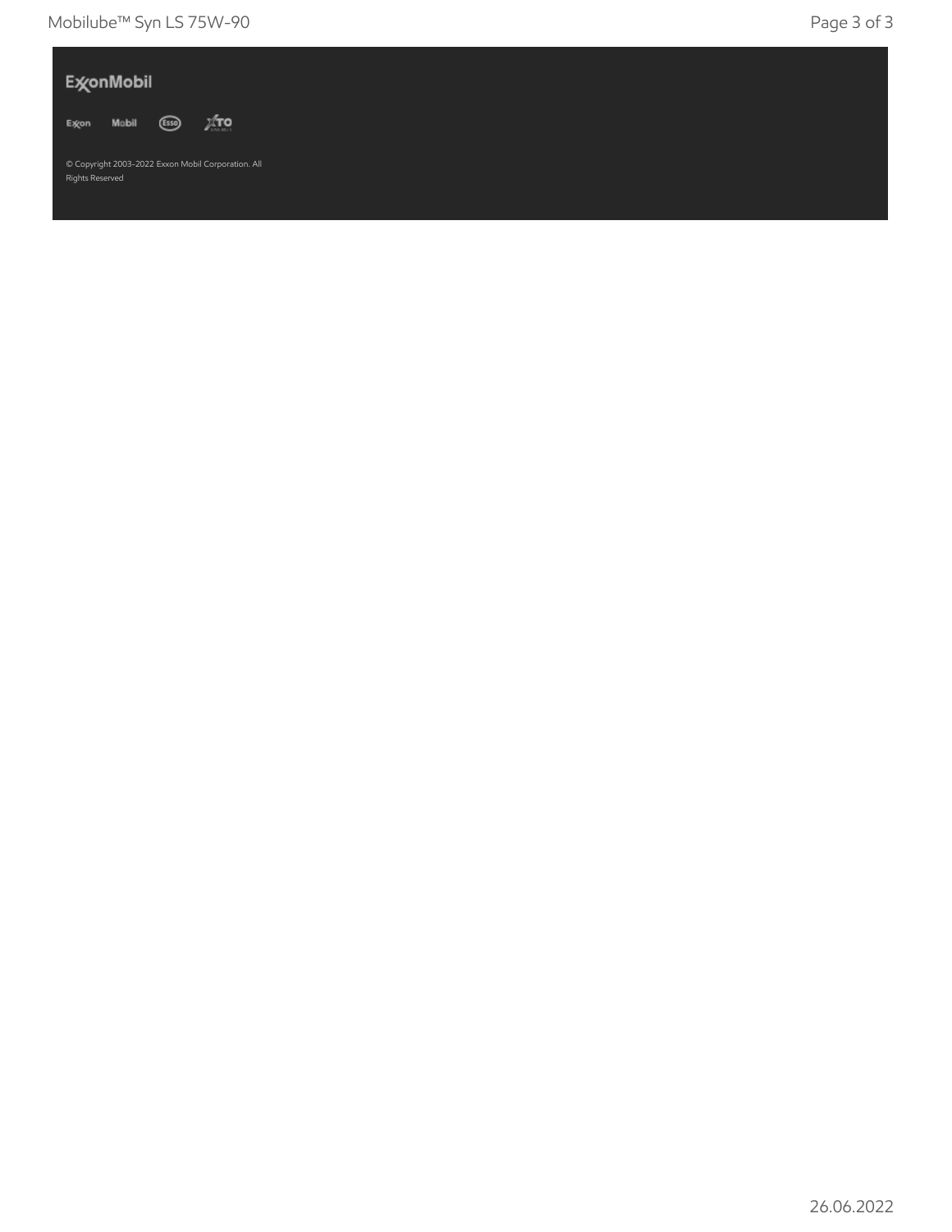ExxonMobil

Exxon Mobil Esso XTO

© Copyright 2003-2022 Exxon Mobil Corporation. All Rights Reserved